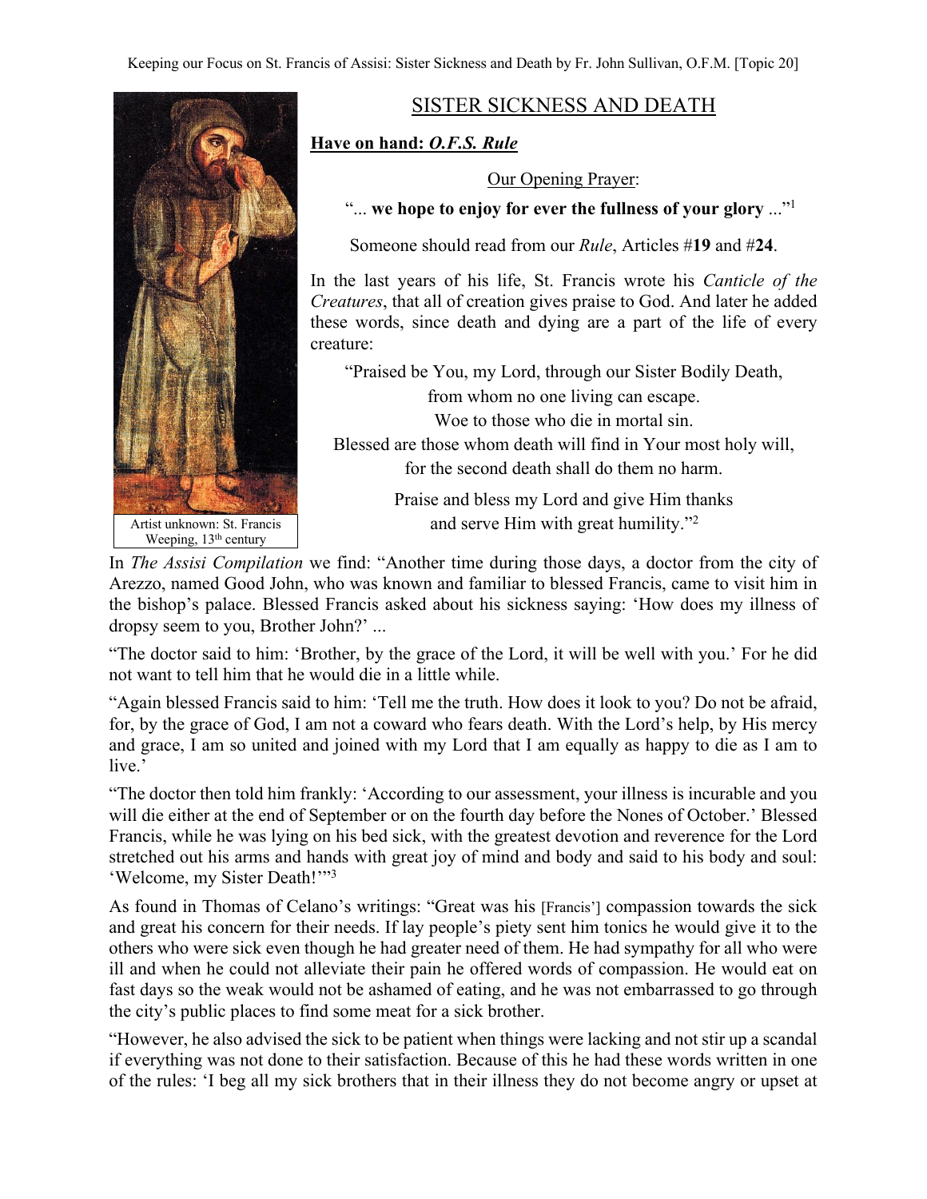# SISTER SICKNESS AND DEATH

**Have on hand: *O.F.S. Rule***

Our Opening Prayer:

"... **we hope to enjoy for ever the fullness of your glory** ..."[1]

Someone should read from our *Rule*, Articles #**19** and #**24**.

In the last years of his life, St. Francis wrote his *Canticle of the Creatures*, that all of creation gives praise to God. And later he added these words, since death and dying are a part of the life of every creature:

"Praised be You, my Lord, through our Sister Bodily Death,
from whom no one living can escape.
Woe to those who die in mortal sin.
Blessed are those whom death will find in Your most holy will,
for the second death shall do them no harm.

Praise and bless my Lord and give Him thanks
and serve Him with great humility."[2]

Artist unknown: St. Francis Weeping, 13th century

In *The Assisi Compilation* we find: "Another time during those days, a doctor from the city of Arezzo, named Good John, who was known and familiar to blessed Francis, came to visit him in the bishop's palace. Blessed Francis asked about his sickness saying: 'How does my illness of dropsy seem to you, Brother John?' ...

"The doctor said to him: 'Brother, by the grace of the Lord, it will be well with you.' For he did not want to tell him that he would die in a little while.

"Again blessed Francis said to him: 'Tell me the truth. How does it look to you? Do not be afraid, for, by the grace of God, I am not a coward who fears death. With the Lord's help, by His mercy and grace, I am so united and joined with my Lord that I am equally as happy to die as I am to live.'

"The doctor then told him frankly: 'According to our assessment, your illness is incurable and you will die either at the end of September or on the fourth day before the Nones of October.' Blessed Francis, while he was lying on his bed sick, with the greatest devotion and reverence for the Lord stretched out his arms and hands with great joy of mind and body and said to his body and soul: 'Welcome, my Sister Death!'"[3]

As found in Thomas of Celano's writings: "Great was his [Francis'] compassion towards the sick and great his concern for their needs. If lay people's piety sent him tonics he would give it to the others who were sick even though he had greater need of them. He had sympathy for all who were ill and when he could not alleviate their pain he offered words of compassion. He would eat on fast days so the weak would not be ashamed of eating, and he was not embarrassed to go through the city's public places to find some meat for a sick brother.

"However, he also advised the sick to be patient when things were lacking and not stir up a scandal if everything was not done to their satisfaction. Because of this he had these words written in one of the rules: 'I beg all my sick brothers that in their illness they do not become angry or upset at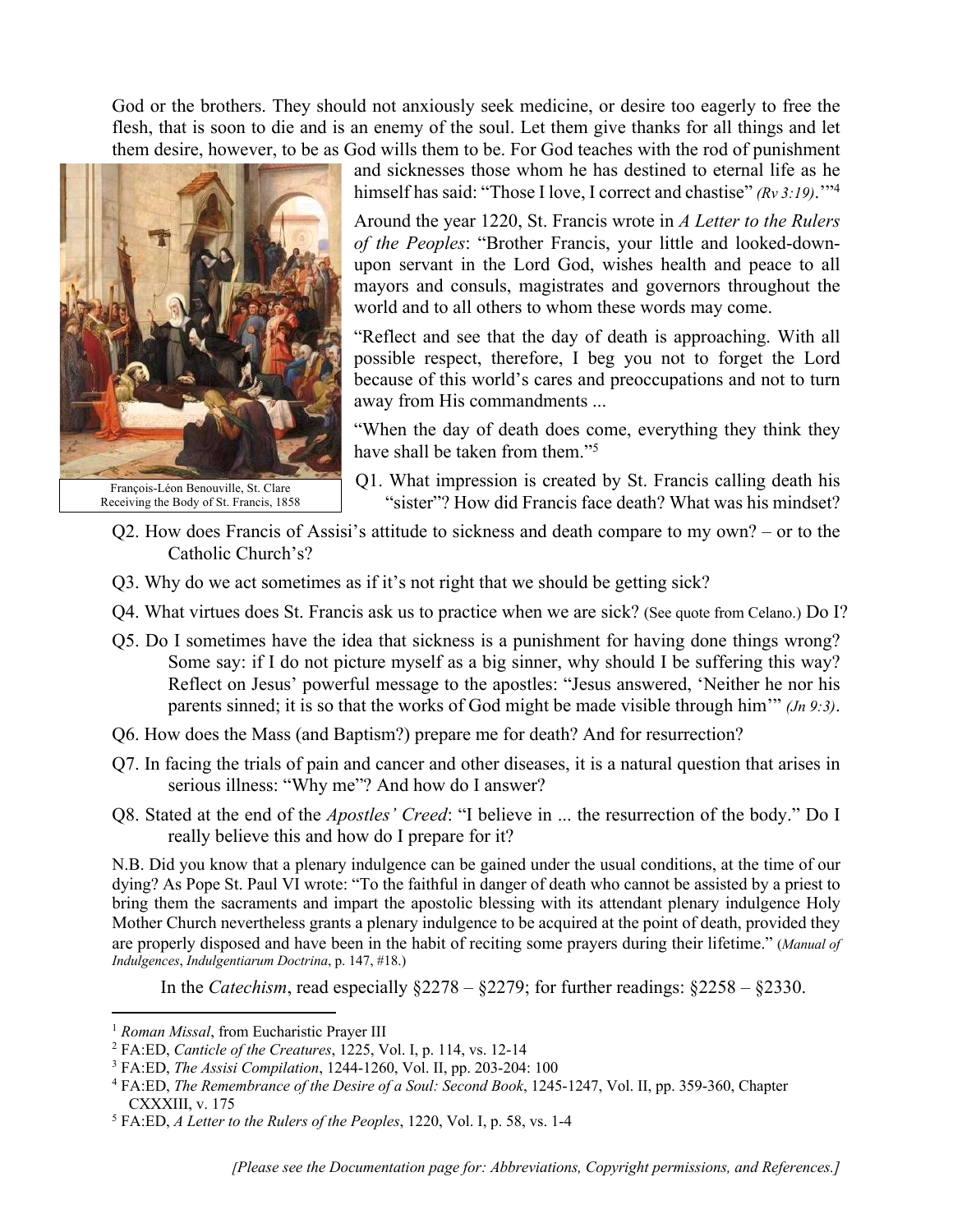God or the brothers. They should not anxiously seek medicine, or desire too eagerly to free the flesh, that is soon to die and is an enemy of the soul. Let them give thanks for all things and let them desire, however, to be as God wills them to be. For God teaches with the rod of punishment and sicknesses those whom he has destined to eternal life as he himself has said: "Those I love, I correct and chastise" *(Rv 3:19)*.'"[4]

François-Léon Benouville, St. Clare Receiving the Body of St. Francis, 1858

Around the year 1220, St. Francis wrote in *A Letter to the Rulers of the Peoples*: "Brother Francis, your little and looked-down-upon servant in the Lord God, wishes health and peace to all mayors and consuls, magistrates and governors throughout the world and to all others to whom these words may come.

"Reflect and see that the day of death is approaching. With all possible respect, therefore, I beg you not to forget the Lord because of this world's cares and preoccupations and not to turn away from His commandments ...

"When the day of death does come, everything they think they have shall be taken from them."[5]

Q1. What impression is created by St. Francis calling death his "sister"? How did Francis face death? What was his mindset?

Q2. How does Francis of Assisi's attitude to sickness and death compare to my own? – or to the Catholic Church's?

Q3. Why do we act sometimes as if it's not right that we should be getting sick?

Q4. What virtues does St. Francis ask us to practice when we are sick? (See quote from Celano.) Do I?

Q5. Do I sometimes have the idea that sickness is a punishment for having done things wrong? Some say: if I do not picture myself as a big sinner, why should I be suffering this way? Reflect on Jesus' powerful message to the apostles: "Jesus answered, 'Neither he nor his parents sinned; it is so that the works of God might be made visible through him'" *(Jn 9:3)*.

Q6. How does the Mass (and Baptism?) prepare me for death? And for resurrection?

Q7. In facing the trials of pain and cancer and other diseases, it is a natural question that arises in serious illness: "Why me"? And how do I answer?

Q8. Stated at the end of the *Apostles' Creed*: "I believe in ... the resurrection of the body." Do I really believe this and how do I prepare for it?

N.B. Did you know that a plenary indulgence can be gained under the usual conditions, at the time of our dying? As Pope St. Paul VI wrote: "To the faithful in danger of death who cannot be assisted by a priest to bring them the sacraments and impart the apostolic blessing with its attendant plenary indulgence Holy Mother Church nevertheless grants a plenary indulgence to be acquired at the point of death, provided they are properly disposed and have been in the habit of reciting some prayers during their lifetime." (*Manual of Indulgences*, *Indulgentiarum Doctrina*, p. 147, #18.)

In the *Catechism*, read especially §2278 – §2279; for further readings: §2258 – §2330.

---

[1] *Roman Missal*, from Eucharistic Prayer III

[2] FA:ED, *Canticle of the Creatures*, 1225, Vol. I, p. 114, vs. 12-14

[3] FA:ED, *The Assisi Compilation*, 1244-1260, Vol. II, pp. 203-204: 100

[4] FA:ED, *The Remembrance of the Desire of a Soul: Second Book*, 1245-1247, Vol. II, pp. 359-360, Chapter CXXXIII, v. 175

[5] FA:ED, *A Letter to the Rulers of the Peoples*, 1220, Vol. I, p. 58, vs. 1-4

*[Please see the Documentation page for: Abbreviations, Copyright permissions, and References.]*